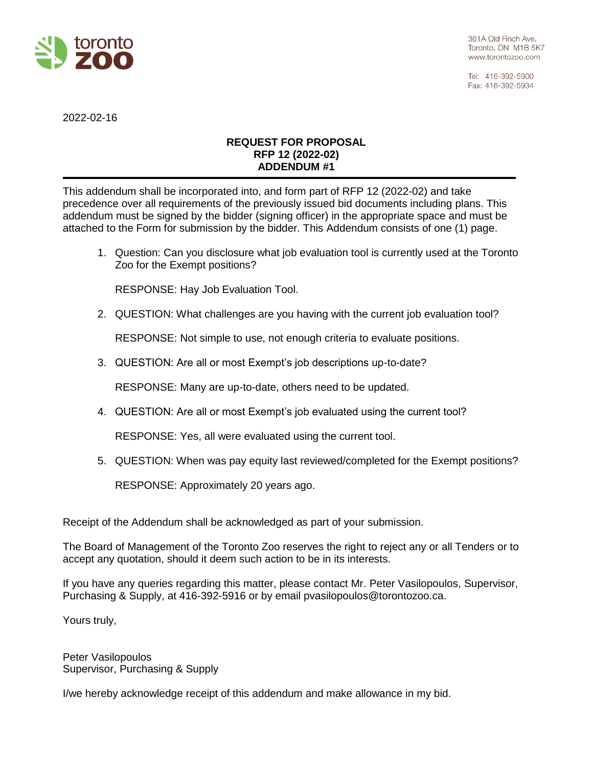toronto zoo

361A Old Finch Ave.
Toronto, ON M1B 5K7
www.torontozoo.com

Tel: 416-392-5900
Fax: 416-392-5934

2022-02-16

**REQUEST FOR PROPOSAL**
**RFP 12 (2022-02)**
**ADDENDUM #1**

---

This addendum shall be incorporated into, and form part of RFP 12 (2022-02) and take precedence over all requirements of the previously issued bid documents including plans. This addendum must be signed by the bidder (signing officer) in the appropriate space and must be attached to the Form for submission by the bidder. This Addendum consists of one (1) page.

1. Question: Can you disclosure what job evaluation tool is currently used at the Toronto Zoo for the Exempt positions?

   RESPONSE: Hay Job Evaluation Tool.

2. QUESTION: What challenges are you having with the current job evaluation tool?

   RESPONSE: Not simple to use, not enough criteria to evaluate positions.

3. QUESTION: Are all or most Exempt's job descriptions up-to-date?

   RESPONSE: Many are up-to-date, others need to be updated.

4. QUESTION: Are all or most Exempt's job evaluated using the current tool?

   RESPONSE: Yes, all were evaluated using the current tool.

5. QUESTION: When was pay equity last reviewed/completed for the Exempt positions?

   RESPONSE: Approximately 20 years ago.

Receipt of the Addendum shall be acknowledged as part of your submission.

The Board of Management of the Toronto Zoo reserves the right to reject any or all Tenders or to accept any quotation, should it deem such action to be in its interests.

If you have any queries regarding this matter, please contact Mr. Peter Vasilopoulos, Supervisor, Purchasing & Supply, at 416-392-5916 or by email pvasilopoulos@torontozoo.ca.

Yours truly,

Peter Vasilopoulos
Supervisor, Purchasing & Supply

I/we hereby acknowledge receipt of this addendum and make allowance in my bid.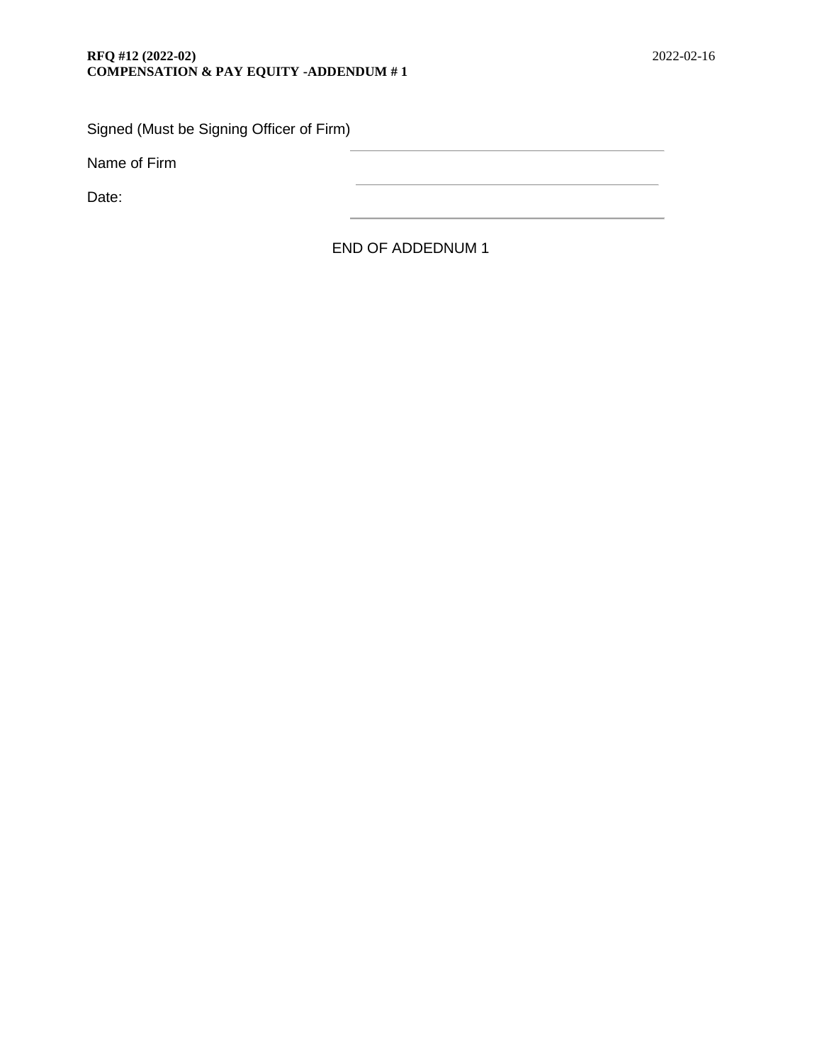Signed (Must be Signing Officer of Firm) \_\_\_\_\_\_\_\_\_\_\_\_\_\_\_\_\_\_\_\_\_\_\_\_\_\_\_\_\_\_\_\_

Name of Firm \_\_\_\_\_\_\_\_\_\_\_\_\_\_\_\_\_\_\_\_\_\_\_\_\_\_\_\_\_\_\_\_

Date: \_\_\_\_\_\_\_\_\_\_\_\_\_\_\_\_\_\_\_\_\_\_\_\_\_\_\_\_\_\_\_\_

END OF ADDEDNUM 1